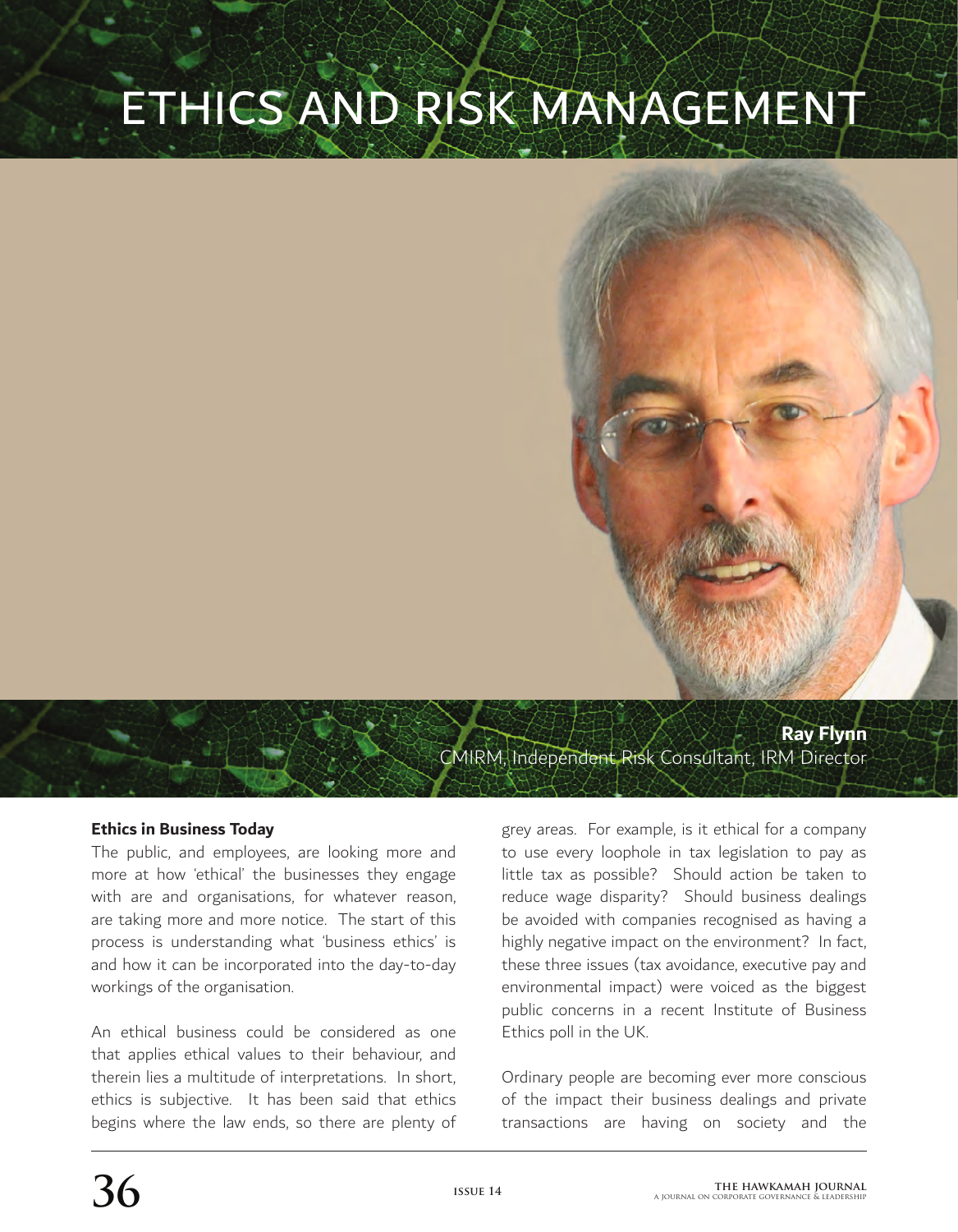# ETHICS AND RISK MANAGEMENT

**Ray Flynn**
CMIRM, Independent Risk Consultant, IRM Director

### Ethics in Business Today

The public, and employees, are looking more and more at how 'ethical' the businesses they engage with are and organisations, for whatever reason, are taking more and more notice. The start of this process is understanding what 'business ethics' is and how it can be incorporated into the day-to-day workings of the organisation.

An ethical business could be considered as one that applies ethical values to their behaviour, and therein lies a multitude of interpretations. In short, ethics is subjective. It has been said that ethics begins where the law ends, so there are plenty of grey areas. For example, is it ethical for a company to use every loophole in tax legislation to pay as little tax as possible? Should action be taken to reduce wage disparity? Should business dealings be avoided with companies recognised as having a highly negative impact on the environment? In fact, these three issues (tax avoidance, executive pay and environmental impact) were voiced as the biggest public concerns in a recent Institute of Business Ethics poll in the UK.

Ordinary people are becoming ever more conscious of the impact their business dealings and private transactions are having on society and the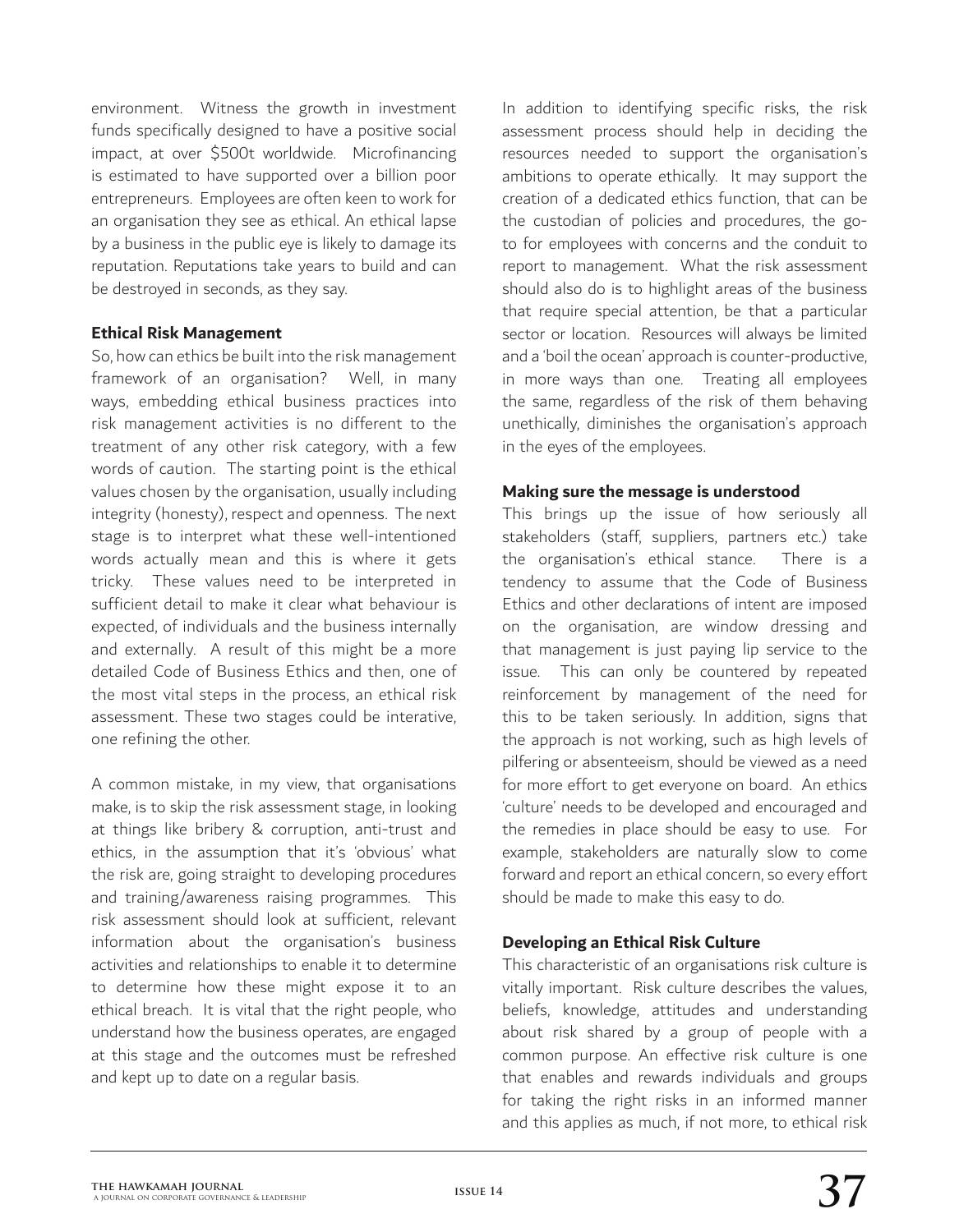environment. Witness the growth in investment funds specifically designed to have a positive social impact, at over $500t worldwide. Microfinancing is estimated to have supported over a billion poor entrepreneurs. Employees are often keen to work for an organisation they see as ethical. An ethical lapse by a business in the public eye is likely to damage its reputation. Reputations take years to build and can be destroyed in seconds, as they say.

**Ethical Risk Management**

So, how can ethics be built into the risk management framework of an organisation? Well, in many ways, embedding ethical business practices into risk management activities is no different to the treatment of any other risk category, with a few words of caution. The starting point is the ethical values chosen by the organisation, usually including integrity (honesty), respect and openness. The next stage is to interpret what these well-intentioned words actually mean and this is where it gets tricky. These values need to be interpreted in sufficient detail to make it clear what behaviour is expected, of individuals and the business internally and externally. A result of this might be a more detailed Code of Business Ethics and then, one of the most vital steps in the process, an ethical risk assessment. These two stages could be interative, one refining the other.

A common mistake, in my view, that organisations make, is to skip the risk assessment stage, in looking at things like bribery & corruption, anti-trust and ethics, in the assumption that it's 'obvious' what the risk are, going straight to developing procedures and training/awareness raising programmes. This risk assessment should look at sufficient, relevant information about the organisation's business activities and relationships to enable it to determine to determine how these might expose it to an ethical breach. It is vital that the right people, who understand how the business operates, are engaged at this stage and the outcomes must be refreshed and kept up to date on a regular basis.

In addition to identifying specific risks, the risk assessment process should help in deciding the resources needed to support the organisation's ambitions to operate ethically. It may support the creation of a dedicated ethics function, that can be the custodian of policies and procedures, the go-to for employees with concerns and the conduit to report to management. What the risk assessment should also do is to highlight areas of the business that require special attention, be that a particular sector or location. Resources will always be limited and a 'boil the ocean' approach is counter-productive, in more ways than one. Treating all employees the same, regardless of the risk of them behaving unethically, diminishes the organisation's approach in the eyes of the employees.

**Making sure the message is understood**

This brings up the issue of how seriously all stakeholders (staff, suppliers, partners etc.) take the organisation's ethical stance. There is a tendency to assume that the Code of Business Ethics and other declarations of intent are imposed on the organisation, are window dressing and that management is just paying lip service to the issue. This can only be countered by repeated reinforcement by management of the need for this to be taken seriously. In addition, signs that the approach is not working, such as high levels of pilfering or absenteeism, should be viewed as a need for more effort to get everyone on board. An ethics 'culture' needs to be developed and encouraged and the remedies in place should be easy to use. For example, stakeholders are naturally slow to come forward and report an ethical concern, so every effort should be made to make this easy to do.

**Developing an Ethical Risk Culture**

This characteristic of an organisations risk culture is vitally important. Risk culture describes the values, beliefs, knowledge, attitudes and understanding about risk shared by a group of people with a common purpose. An effective risk culture is one that enables and rewards individuals and groups for taking the right risks in an informed manner and this applies as much, if not more, to ethical risk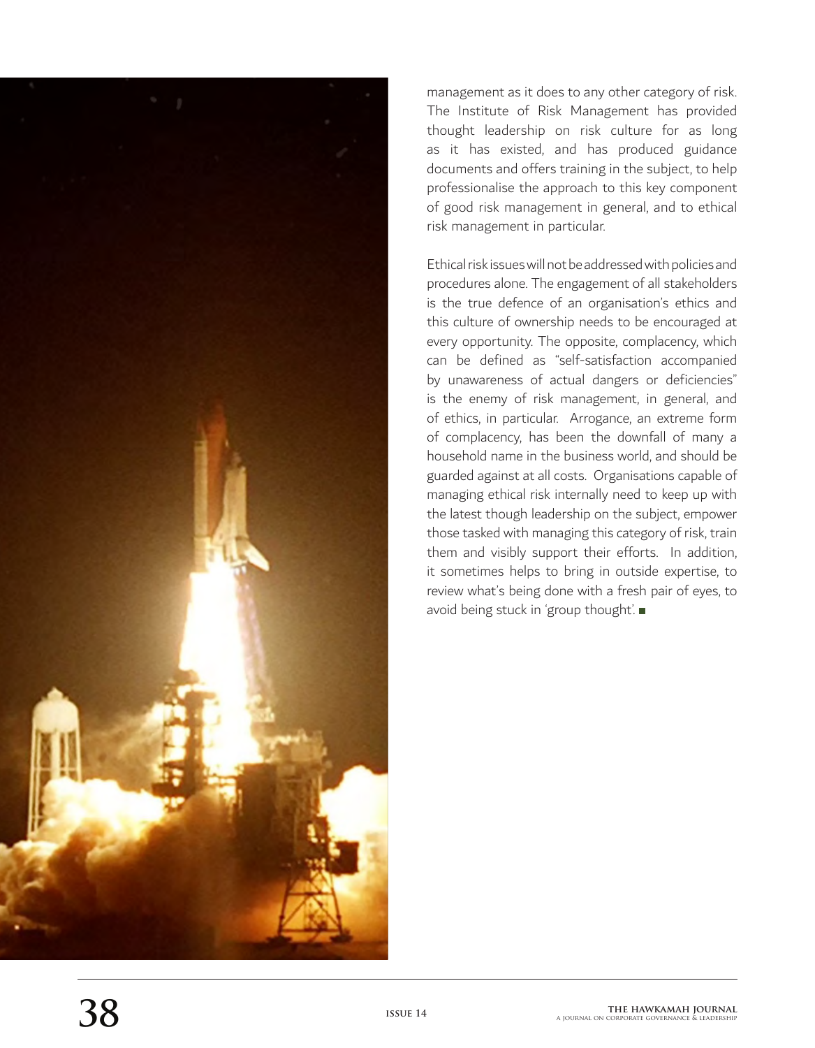management as it does to any other category of risk. The Institute of Risk Management has provided thought leadership on risk culture for as long as it has existed, and has produced guidance documents and offers training in the subject, to help professionalise the approach to this key component of good risk management in general, and to ethical risk management in particular.

Ethical risk issues will not be addressed with policies and procedures alone. The engagement of all stakeholders is the true defence of an organisation's ethics and this culture of ownership needs to be encouraged at every opportunity. The opposite, complacency, which can be defined as "self-satisfaction accompanied by unawareness of actual dangers or deficiencies" is the enemy of risk management, in general, and of ethics, in particular. Arrogance, an extreme form of complacency, has been the downfall of many a household name in the business world, and should be guarded against at all costs. Organisations capable of managing ethical risk internally need to keep up with the latest though leadership on the subject, empower those tasked with managing this category of risk, train them and visibly support their efforts. In addition, it sometimes helps to bring in outside expertise, to review what's being done with a fresh pair of eyes, to avoid being stuck in 'group thought'. ■